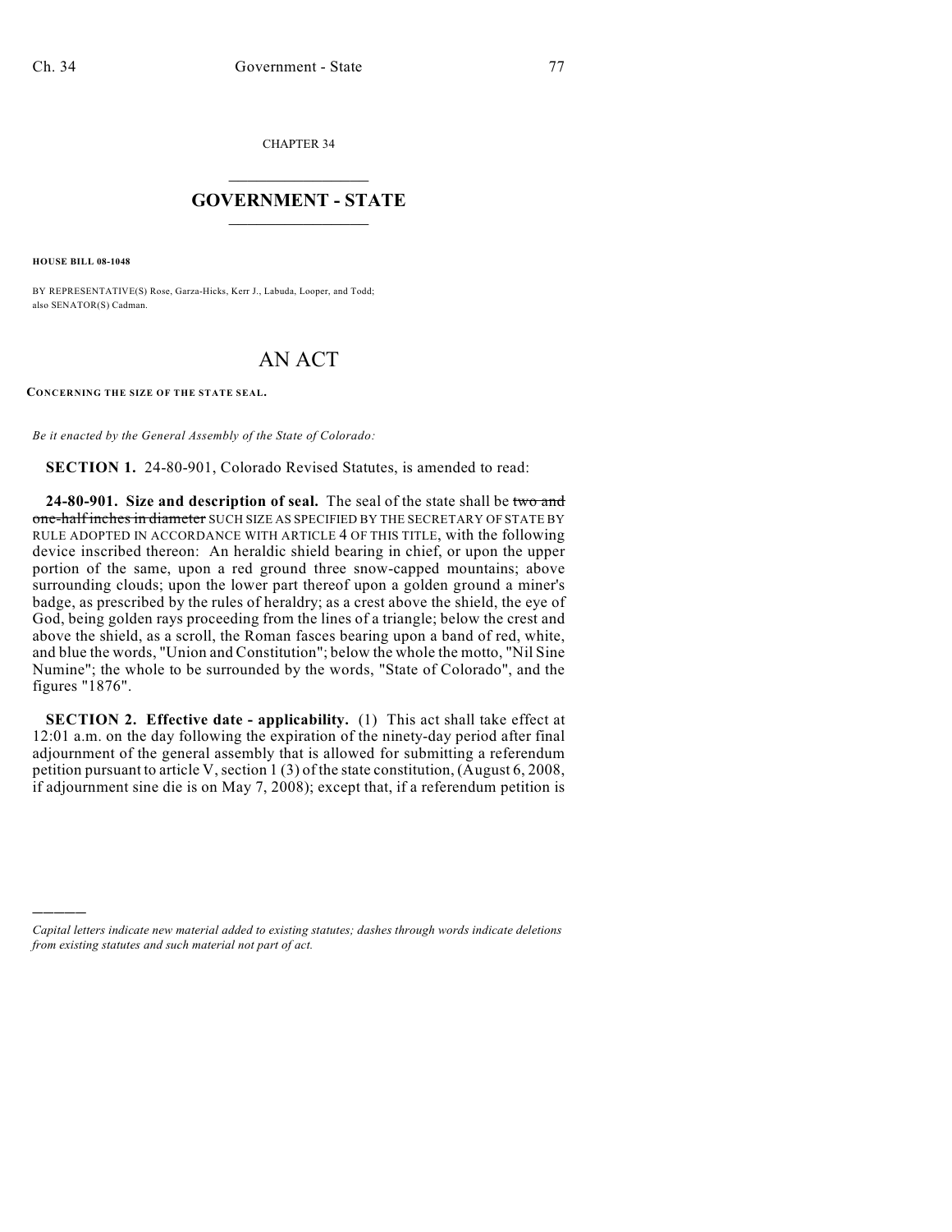CHAPTER 34

# GOVERNMENT - STATE

**HOUSE BILL 08-1048**

BY REPRESENTATIVE(S) Rose, Garza-Hicks, Kerr J., Labuda, Looper, and Todd; also SENATOR(S) Cadman.

# AN ACT

**CONCERNING THE SIZE OF THE STATE SEAL.**

*Be it enacted by the General Assembly of the State of Colorado:*

**SECTION 1.** 24-80-901, Colorado Revised Statutes, is amended to read:

**24-80-901. Size and description of seal.** The seal of the state shall be ~~two and one-half inches in diameter~~ SUCH SIZE AS SPECIFIED BY THE SECRETARY OF STATE BY RULE ADOPTED IN ACCORDANCE WITH ARTICLE 4 OF THIS TITLE, with the following device inscribed thereon: An heraldic shield bearing in chief, or upon the upper portion of the same, upon a red ground three snow-capped mountains; above surrounding clouds; upon the lower part thereof upon a golden ground a miner's badge, as prescribed by the rules of heraldry; as a crest above the shield, the eye of God, being golden rays proceeding from the lines of a triangle; below the crest and above the shield, as a scroll, the Roman fasces bearing upon a band of red, white, and blue the words, "Union and Constitution"; below the whole the motto, "Nil Sine Numine"; the whole to be surrounded by the words, "State of Colorado", and the figures "1876".

**SECTION 2. Effective date - applicability.** (1) This act shall take effect at 12:01 a.m. on the day following the expiration of the ninety-day period after final adjournment of the general assembly that is allowed for submitting a referendum petition pursuant to article V, section 1 (3) of the state constitution, (August 6, 2008, if adjournment sine die is on May 7, 2008); except that, if a referendum petition is

---

*Capital letters indicate new material added to existing statutes; dashes through words indicate deletions from existing statutes and such material not part of act.*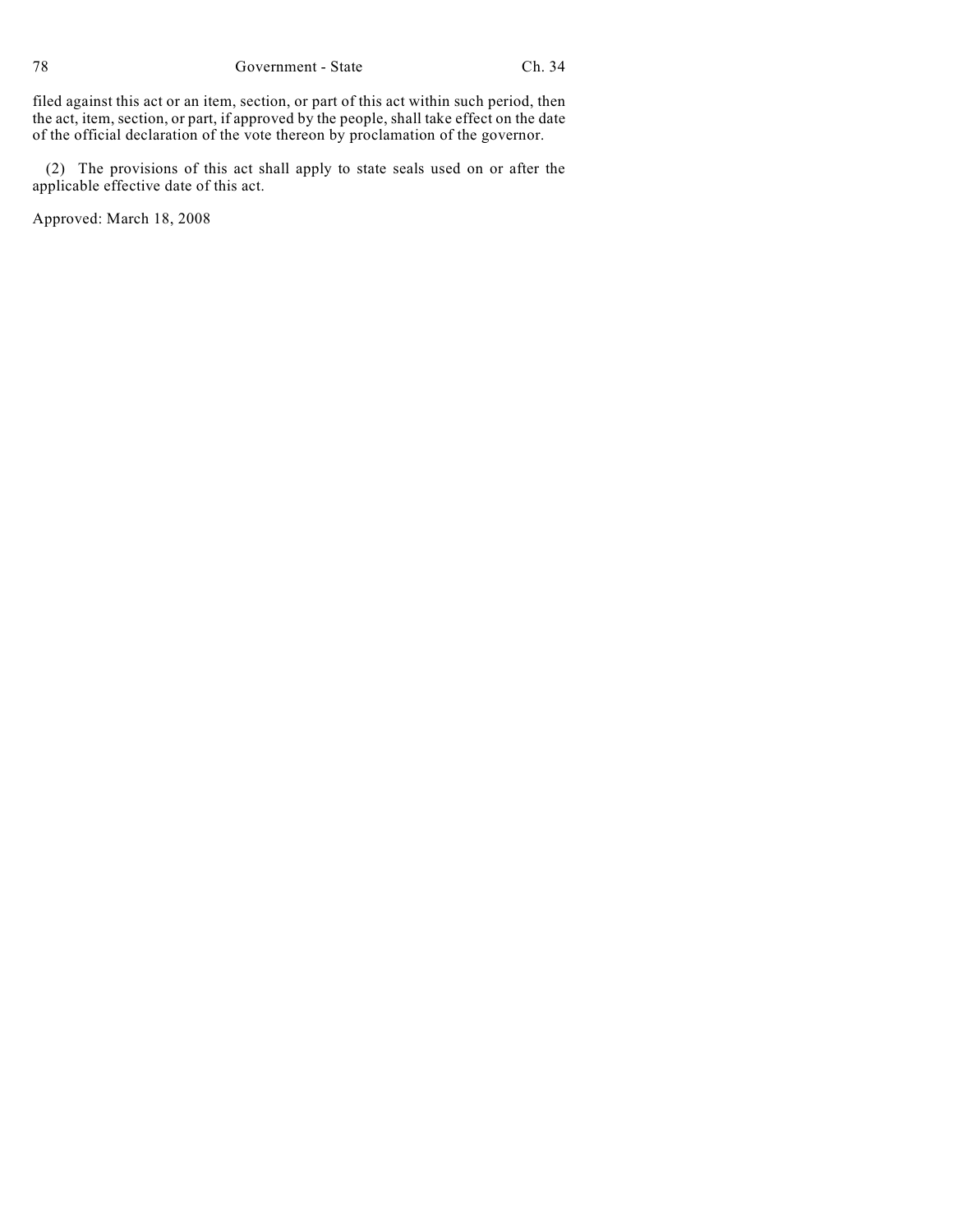filed against this act or an item, section, or part of this act within such period, then the act, item, section, or part, if approved by the people, shall take effect on the date of the official declaration of the vote thereon by proclamation of the governor.

(2) The provisions of this act shall apply to state seals used on or after the applicable effective date of this act.

Approved: March 18, 2008